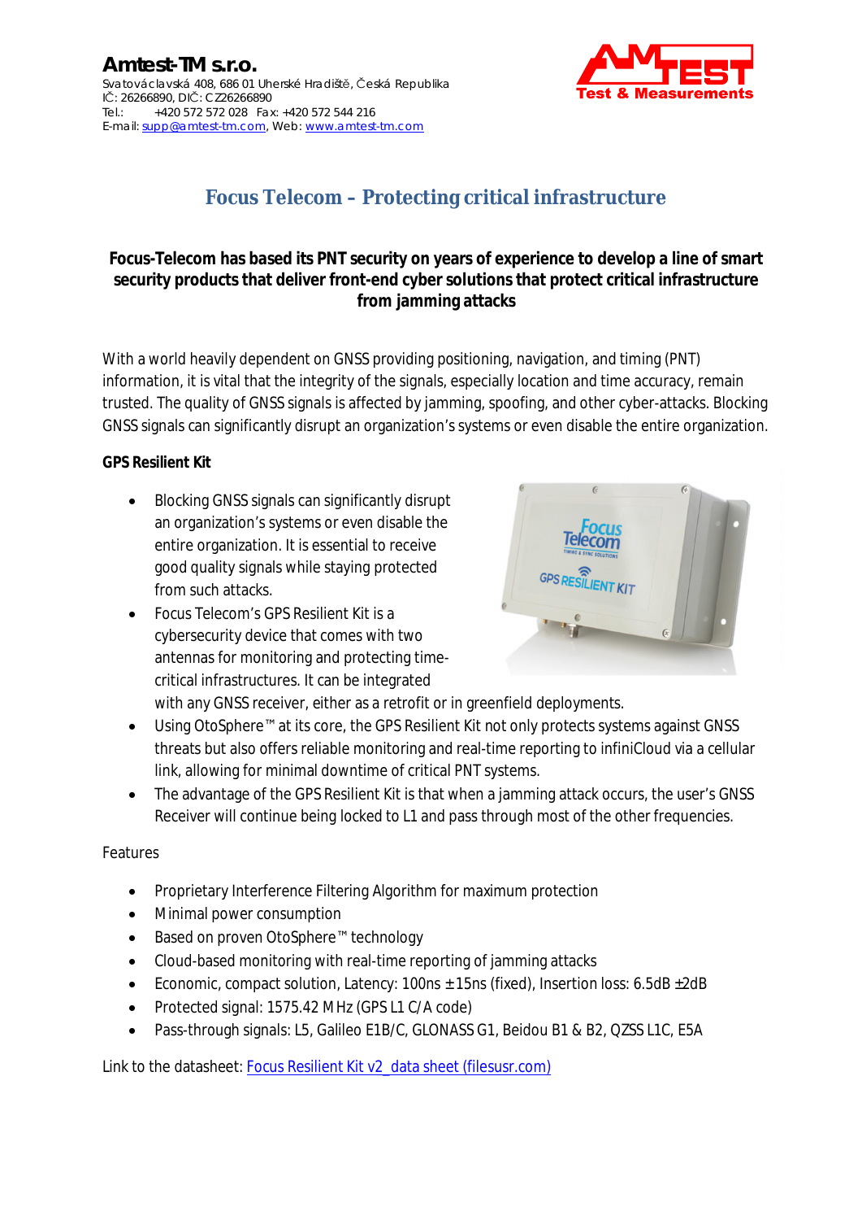**Amtest-TM s.r.o.**
Svatováclavská 408, 686 01 Uherské Hradiště, Česká Republika
IČ: 26266890, DIČ: CZ26266890
Tel.: +420 572 572 028 Fax: +420 572 544 216
E-mail: supp@amtest-tm.com, Web: www.amtest-tm.com

# Focus Telecom – Protecting critical infrastructure

**Focus-Telecom has based its PNT security on years of experience to develop a line of smart security products that deliver front-end cyber solutions that protect critical infrastructure from jamming attacks**

With a world heavily dependent on GNSS providing positioning, navigation, and timing (PNT) information, it is vital that the integrity of the signals, especially location and time accuracy, remain trusted. The quality of GNSS signals is affected by jamming, spoofing, and other cyber-attacks. Blocking GNSS signals can significantly disrupt an organization's systems or even disable the entire organization.

**GPS Resilient Kit**

- Blocking GNSS signals can significantly disrupt an organization's systems or even disable the entire organization. It is essential to receive good quality signals while staying protected from such attacks.
- Focus Telecom's GPS Resilient Kit is a cybersecurity device that comes with two antennas for monitoring and protecting time-critical infrastructures. It can be integrated with any GNSS receiver, either as a retrofit or in greenfield deployments.
- Using OtoSphere™ at its core, the GPS Resilient Kit not only protects systems against GNSS threats but also offers reliable monitoring and real-time reporting to infiniCloud via a cellular link, allowing for minimal downtime of critical PNT systems.
- The advantage of the GPS Resilient Kit is that when a jamming attack occurs, the user's GNSS Receiver will continue being locked to L1 and pass through most of the other frequencies.

Features

- Proprietary Interference Filtering Algorithm for maximum protection
- Minimal power consumption
- Based on proven OtoSphere™ technology
- Cloud-based monitoring with real-time reporting of jamming attacks
- Economic, compact solution, Latency: 100ns ±15ns (fixed), Insertion loss: 6.5dB ±2dB
- Protected signal: 1575.42 MHz (GPS L1 C/A code)
- Pass-through signals: L5, Galileo E1B/C, GLONASS G1, Beidou B1 & B2, QZSS L1C, E5A

Link to the datasheet: Focus Resilient Kit v2_data sheet (filesusr.com)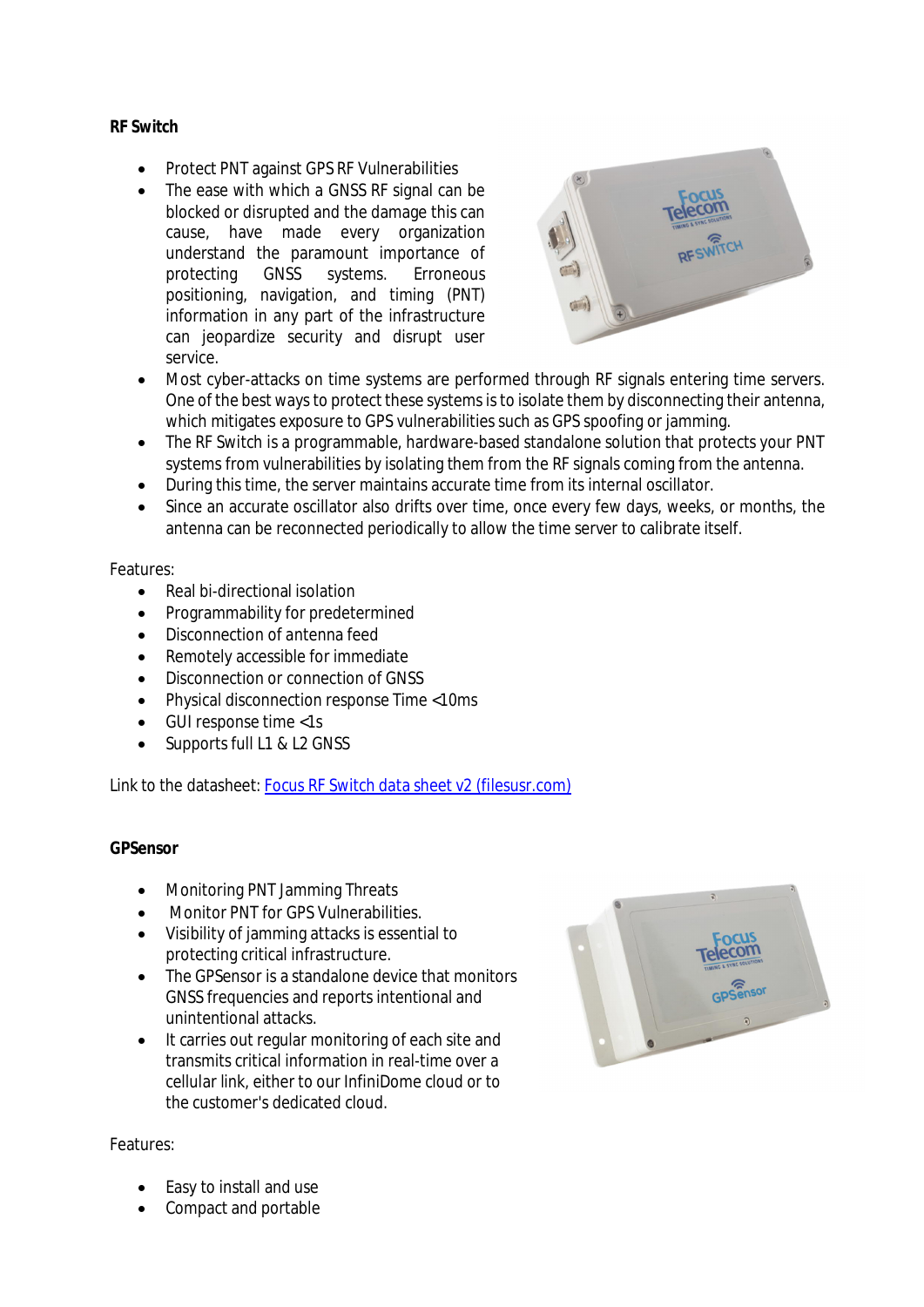**RF Switch**

- Protect PNT against GPS RF Vulnerabilities
- The ease with which a GNSS RF signal can be blocked or disrupted and the damage this can cause, have made every organization understand the paramount importance of protecting GNSS systems. Erroneous positioning, navigation, and timing (PNT) information in any part of the infrastructure can jeopardize security and disrupt user service.
- Most cyber-attacks on time systems are performed through RF signals entering time servers. One of the best ways to protect these systems is to isolate them by disconnecting their antenna, which mitigates exposure to GPS vulnerabilities such as GPS spoofing or jamming.
- The RF Switch is a programmable, hardware-based standalone solution that protects your PNT systems from vulnerabilities by isolating them from the RF signals coming from the antenna.
- During this time, the server maintains accurate time from its internal oscillator.
- Since an accurate oscillator also drifts over time, once every few days, weeks, or months, the antenna can be reconnected periodically to allow the time server to calibrate itself.

Features:

- Real bi-directional isolation
- Programmability for predetermined
- Disconnection of antenna feed
- Remotely accessible for immediate
- Disconnection or connection of GNSS
- Physical disconnection response Time <10ms
- GUI response time <1s
- Supports full L1 & L2 GNSS

Link to the datasheet: [Focus RF Switch data sheet v2 (filesusr.com)]()

**GPSensor**

- Monitoring PNT Jamming Threats
- Monitor PNT for GPS Vulnerabilities.
- Visibility of jamming attacks is essential to protecting critical infrastructure.
- The GPSensor is a standalone device that monitors GNSS frequencies and reports intentional and unintentional attacks.
- It carries out regular monitoring of each site and transmits critical information in real-time over a cellular link, either to our InfiniDome cloud or to the customer's dedicated cloud.

Features:

- Easy to install and use
- Compact and portable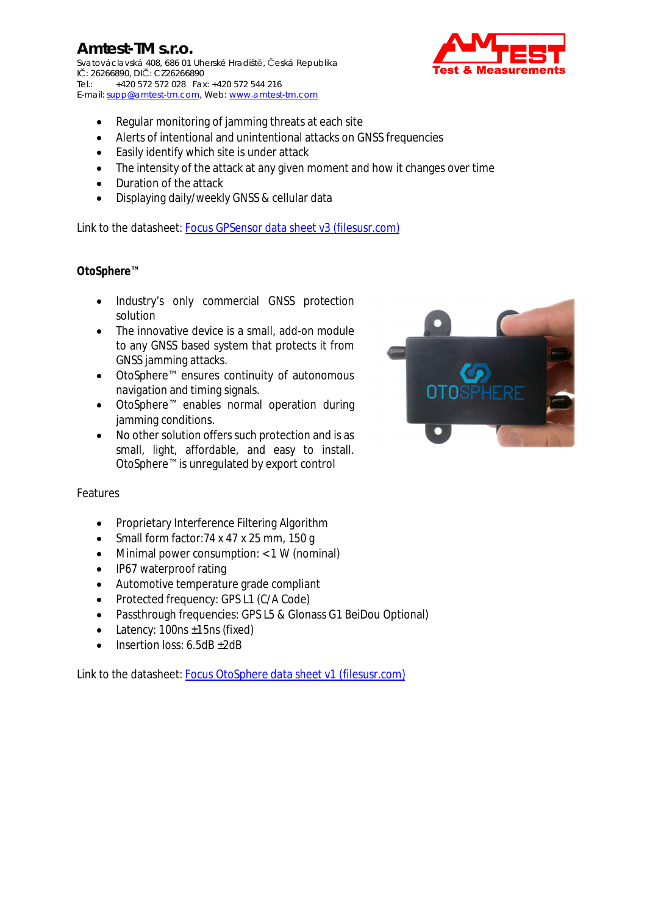- Regular monitoring of jamming threats at each site
- Alerts of intentional and unintentional attacks on GNSS frequencies
- Easily identify which site is under attack
- The intensity of the attack at any given moment and how it changes over time
- Duration of the attack
- Displaying daily/weekly GNSS & cellular data

Link to the datasheet: [Focus GPSensor data sheet v3 (filesusr.com)]()

**OtoSphere™**

- Industry's only commercial GNSS protection solution
- The innovative device is a small, add-on module to any GNSS based system that protects it from GNSS jamming attacks.
- OtoSphere™ ensures continuity of autonomous navigation and timing signals.
- OtoSphere™ enables normal operation during jamming conditions.
- No other solution offers such protection and is as small, light, affordable, and easy to install. OtoSphere™ is unregulated by export control

Features

- Proprietary Interference Filtering Algorithm
- Small form factor:74 x 47 x 25 mm, 150 g
- Minimal power consumption: <1 W (nominal)
- IP67 waterproof rating
- Automotive temperature grade compliant
- Protected frequency: GPS L1 (C/A Code)
- Passthrough frequencies: GPS L5 & Glonass G1 BeiDou Optional)
- Latency: 100ns ±15ns (fixed)
- Insertion loss: 6.5dB ±2dB

Link to the datasheet: [Focus OtoSphere data sheet v1 (filesusr.com)]()